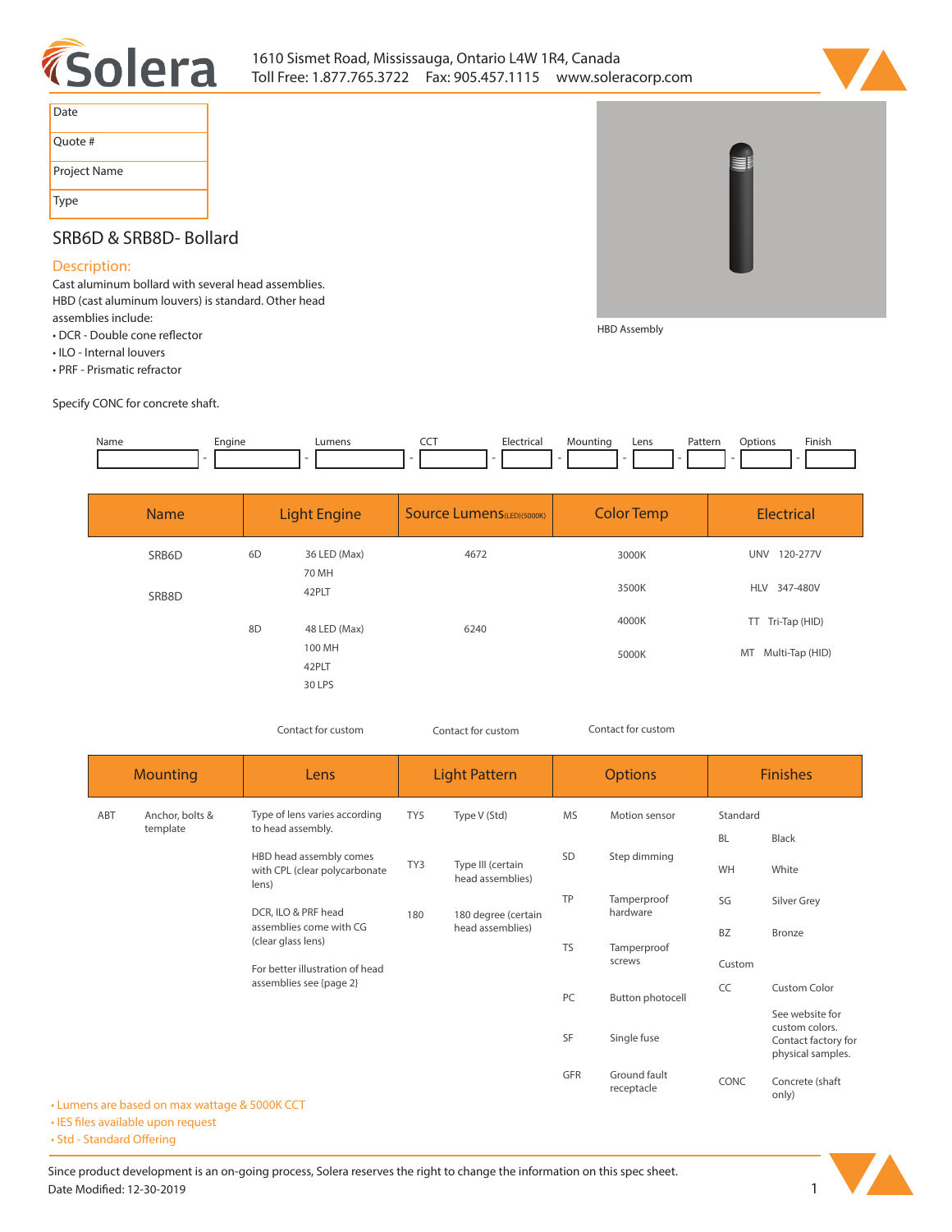1610 Sismet Road, Mississauga, Ontario L4W 1R4, Canada
Toll Free: 1.877.765.3722 Fax: 905.457.1115 www.soleracorp.com

| Date |
|---|
| Quote # |
| Project Name |
| Type |

## SRB6D & SRB8D- Bollard

### Description:

Cast aluminum bollard with several head assemblies. HBD (cast aluminum louvers) is standard. Other head assemblies include:

- DCR - Double cone reflector
- ILO - Internal louvers
- PRF - Prismatic refractor

Specify CONC for concrete shaft.

HBD Assembly

| Name | Engine | Lumens | CCT | Electrical | Mounting | Lens | Pattern | Options | Finish |
|---|---|---|---|---|---|---|---|---|---|
| | | | | | | | | | |

| Name | Light Engine | | Source Lumens(LED)(5000K) | Color Temp | Electrical |
|---|---|---|---|---|---|
| SRB6D | 6D | 36 LED (Max) | 4672 | 3000K | UNV 120-277V |
| | | 70 MH | | | |
| SRB8D | | 42PLT | | 3500K | HLV 347-480V |
| | | | | 4000K | TT Tri-Tap (HID) |
| | 8D | 48 LED (Max) | 6240 | | |
| | | 100 MH | | 5000K | MT Multi-Tap (HID) |
| | | 42PLT | | | |
| | | 30 LPS | | | |
| | | Contact for custom | Contact for custom | Contact for custom | |

| Mounting | | Lens | Light Pattern | | Options | | Finishes | |
|---|---|---|---|---|---|---|---|---|
| ABT | Anchor, bolts & template | Type of lens varies according to head assembly. | TY5 | Type V (Std) | MS | Motion sensor | Standard | |
| | | | | | | | BL | Black |
| | | HBD head assembly comes with CPL (clear polycarbonate lens) | TY3 | Type III (certain head assemblies) | SD | Step dimming | WH | White |
| | | DCR, ILO & PRF head assemblies come with CG (clear glass lens) | 180 | 180 degree (certain head assemblies) | TP | Tamperproof hardware | SG | Silver Grey |
| | | | | | | | BZ | Bronze |
| | | For better illustration of head assemblies see (page 2) | | | TS | Tamperproof screws | Custom | |
| | | | | | PC | Button photocell | CC | Custom Color |
| | | | | | | | | See website for custom colors. Contact factory for physical samples. |
| | | | | | SF | Single fuse | | |
| | | | | | GFR | Ground fault receptacle | CONC | Concrete (shaft only) |

- Lumens are based on max wattage & 5000K CCT
- IES files available upon request
- Std - Standard Offering

Since product development is an on-going process, Solera reserves the right to change the information on this spec sheet.
Date Modified: 12-30-2019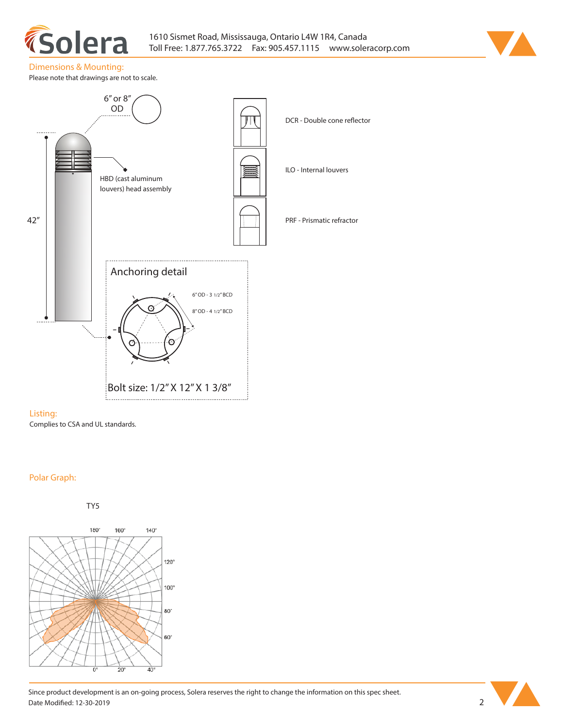## Dimensions & Mounting:

Please note that drawings are not to scale.

6" or 8"
OD

42"

HBD (cast aluminum louvers) head assembly

DCR - Double cone reflector

ILO - Internal louvers

PRF - Prismatic refractor

Anchoring detail

6" OD - 3 1/2" BCD

8" OD - 4 1/2" BCD

Bolt size: 1/2" X 12" X 1 3/8"

## Listing:

Complies to CSA and UL standards.

## Polar Graph:

TY5

180° 160° 140°

120°

100°

80°

60°

0° 20° 40°

Since product development is an on-going process, Solera reserves the right to change the information on this spec sheet.
Date Modified: 12-30-2019